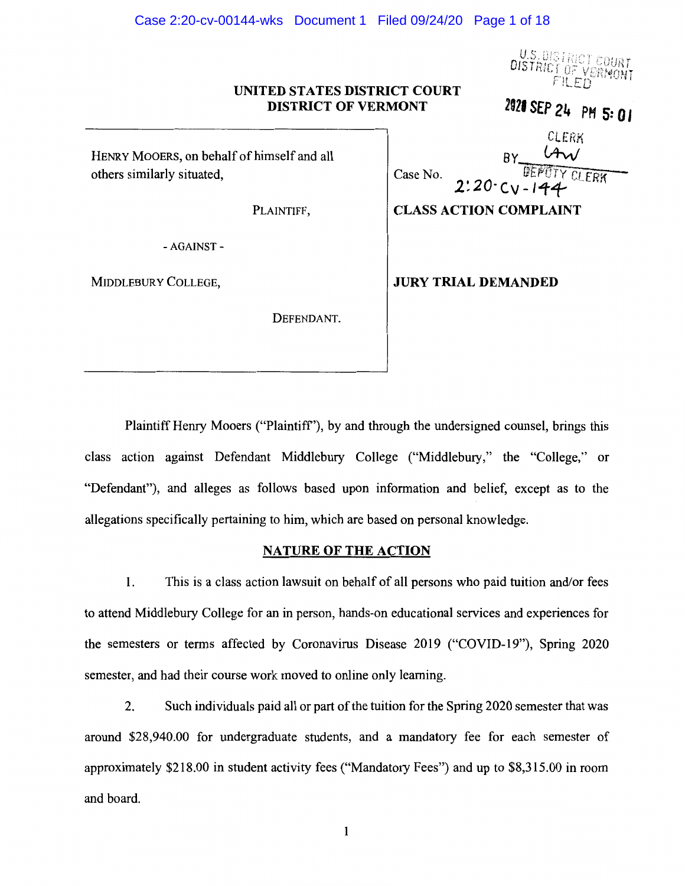**UNITED STATES DISTRICT COURT**
**DISTRICT OF VERMONT**

U.S. DISTRICT COURT
DISTRICT OF VERMONT
FILED

2020 SEP 24 PM 5:01

CLERK
BY (illegible signature)
DEPUTY CLERK

| | |
|---|---|
| HENRY MOOERS, on behalf of himself and all others similarly situated, | Case No. 2:20-cv-144 |
| PLAINTIFF, | **CLASS ACTION COMPLAINT** |
| - AGAINST - | |
| MIDDLEBURY COLLEGE, | **JURY TRIAL DEMANDED** |
| DEFENDANT. | |

Plaintiff Henry Mooers ("Plaintiff"), by and through the undersigned counsel, brings this class action against Defendant Middlebury College ("Middlebury," the "College," or "Defendant"), and alleges as follows based upon information and belief, except as to the allegations specifically pertaining to him, which are based on personal knowledge.

## NATURE OF THE ACTION

1. This is a class action lawsuit on behalf of all persons who paid tuition and/or fees to attend Middlebury College for an in person, hands-on educational services and experiences for the semesters or terms affected by Coronavirus Disease 2019 ("COVID-19"), Spring 2020 semester, and had their course work moved to online only learning.

2. Such individuals paid all or part of the tuition for the Spring 2020 semester that was around $28,940.00 for undergraduate students, and a mandatory fee for each semester of approximately $218.00 in student activity fees ("Mandatory Fees") and up to $8,315.00 in room and board.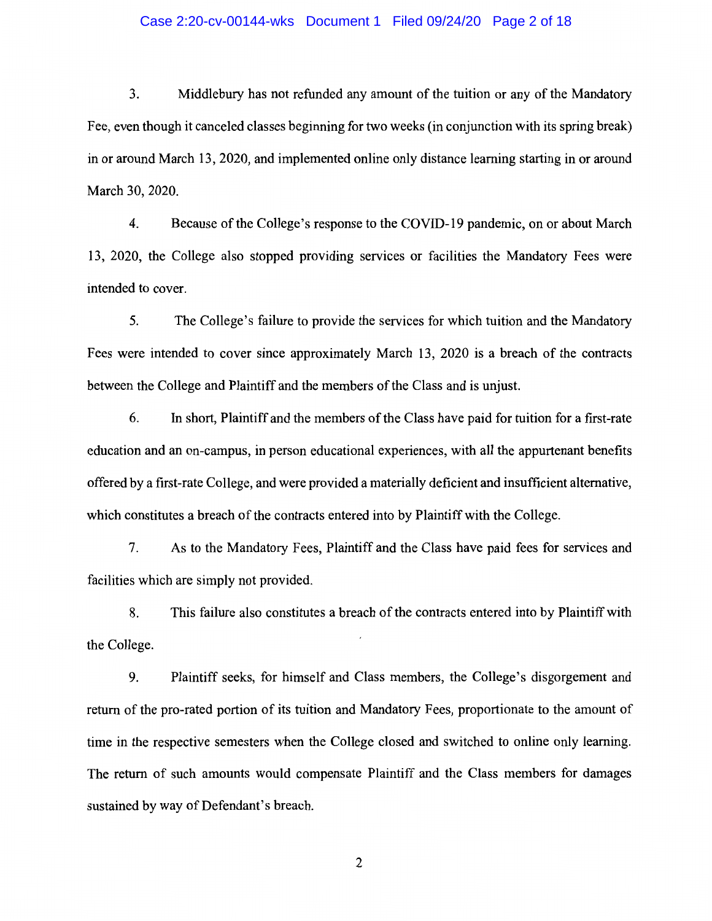3. Middlebury has not refunded any amount of the tuition or any of the Mandatory Fee, even though it canceled classes beginning for two weeks (in conjunction with its spring break) in or around March 13, 2020, and implemented online only distance learning starting in or around March 30, 2020.

4. Because of the College's response to the COVID-19 pandemic, on or about March 13, 2020, the College also stopped providing services or facilities the Mandatory Fees were intended to cover.

5. The College's failure to provide the services for which tuition and the Mandatory Fees were intended to cover since approximately March 13, 2020 is a breach of the contracts between the College and Plaintiff and the members of the Class and is unjust.

6. In short, Plaintiff and the members of the Class have paid for tuition for a first-rate education and an on-campus, in person educational experiences, with all the appurtenant benefits offered by a first-rate College, and were provided a materially deficient and insufficient alternative, which constitutes a breach of the contracts entered into by Plaintiff with the College.

7. As to the Mandatory Fees, Plaintiff and the Class have paid fees for services and facilities which are simply not provided.

8. This failure also constitutes a breach of the contracts entered into by Plaintiff with the College.

9. Plaintiff seeks, for himself and Class members, the College's disgorgement and return of the pro-rated portion of its tuition and Mandatory Fees, proportionate to the amount of time in the respective semesters when the College closed and switched to online only learning. The return of such amounts would compensate Plaintiff and the Class members for damages sustained by way of Defendant's breach.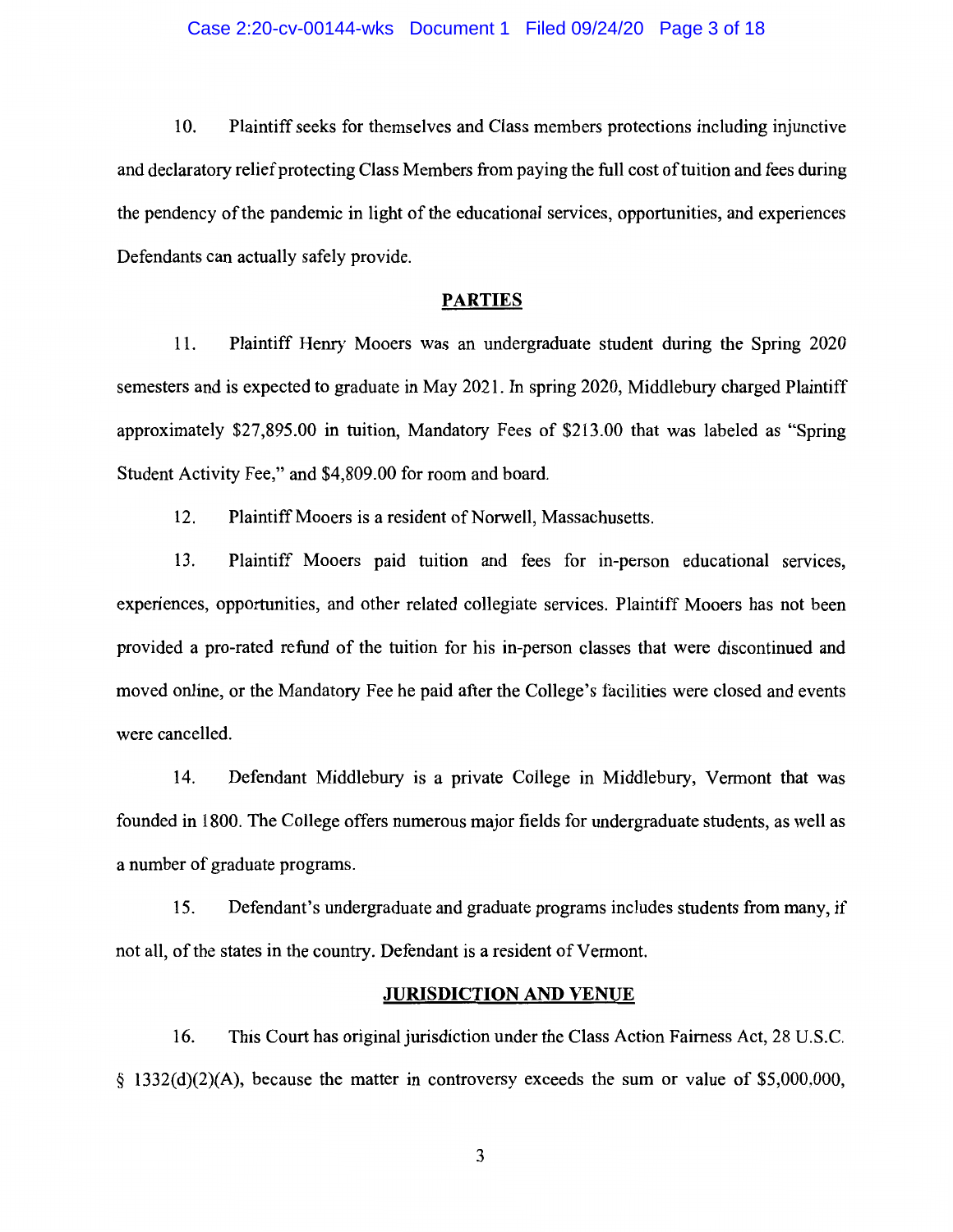10. Plaintiff seeks for themselves and Class members protections including injunctive and declaratory relief protecting Class Members from paying the full cost of tuition and fees during the pendency of the pandemic in light of the educational services, opportunities, and experiences Defendants can actually safely provide.

## PARTIES

11. Plaintiff Henry Mooers was an undergraduate student during the Spring 2020 semesters and is expected to graduate in May 2021. In spring 2020, Middlebury charged Plaintiff approximately $27,895.00 in tuition, Mandatory Fees of $213.00 that was labeled as "Spring Student Activity Fee," and $4,809.00 for room and board.

12. Plaintiff Mooers is a resident of Norwell, Massachusetts.

13. Plaintiff Mooers paid tuition and fees for in-person educational services, experiences, opportunities, and other related collegiate services. Plaintiff Mooers has not been provided a pro-rated refund of the tuition for his in-person classes that were discontinued and moved online, or the Mandatory Fee he paid after the College's facilities were closed and events were cancelled.

14. Defendant Middlebury is a private College in Middlebury, Vermont that was founded in 1800. The College offers numerous major fields for undergraduate students, as well as a number of graduate programs.

15. Defendant's undergraduate and graduate programs includes students from many, if not all, of the states in the country. Defendant is a resident of Vermont.

## JURISDICTION AND VENUE

16. This Court has original jurisdiction under the Class Action Fairness Act, 28 U.S.C. § 1332(d)(2)(A), because the matter in controversy exceeds the sum or value of $5,000,000,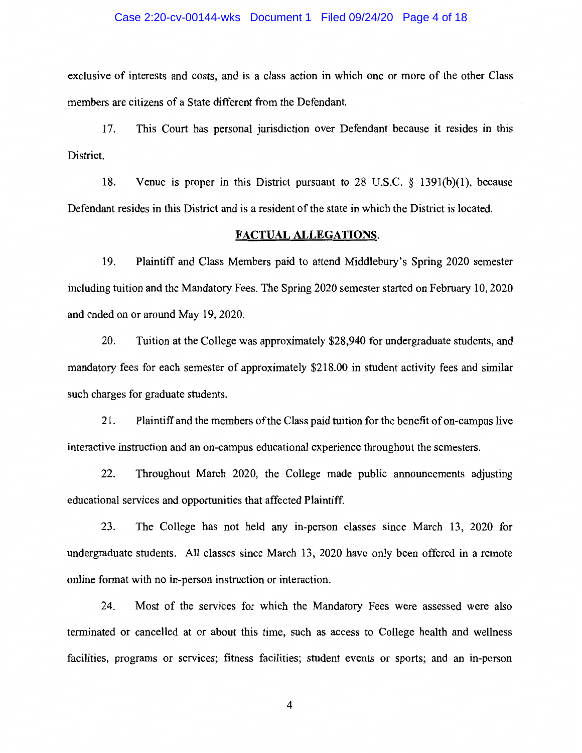exclusive of interests and costs, and is a class action in which one or more of the other Class members are citizens of a State different from the Defendant.

17. This Court has personal jurisdiction over Defendant because it resides in this District.

18. Venue is proper in this District pursuant to 28 U.S.C. § 1391(b)(1), because Defendant resides in this District and is a resident of the state in which the District is located.

## FACTUAL ALLEGATIONS.

19. Plaintiff and Class Members paid to attend Middlebury's Spring 2020 semester including tuition and the Mandatory Fees. The Spring 2020 semester started on February 10, 2020 and ended on or around May 19, 2020.

20. Tuition at the College was approximately $28,940 for undergraduate students, and mandatory fees for each semester of approximately $218.00 in student activity fees and similar such charges for graduate students.

21. Plaintiff and the members of the Class paid tuition for the benefit of on-campus live interactive instruction and an on-campus educational experience throughout the semesters.

22. Throughout March 2020, the College made public announcements adjusting educational services and opportunities that affected Plaintiff.

23. The College has not held any in-person classes since March 13, 2020 for undergraduate students. All classes since March 13, 2020 have only been offered in a remote online format with no in-person instruction or interaction.

24. Most of the services for which the Mandatory Fees were assessed were also terminated or cancelled at or about this time, such as access to College health and wellness facilities, programs or services; fitness facilities; student events or sports; and an in-person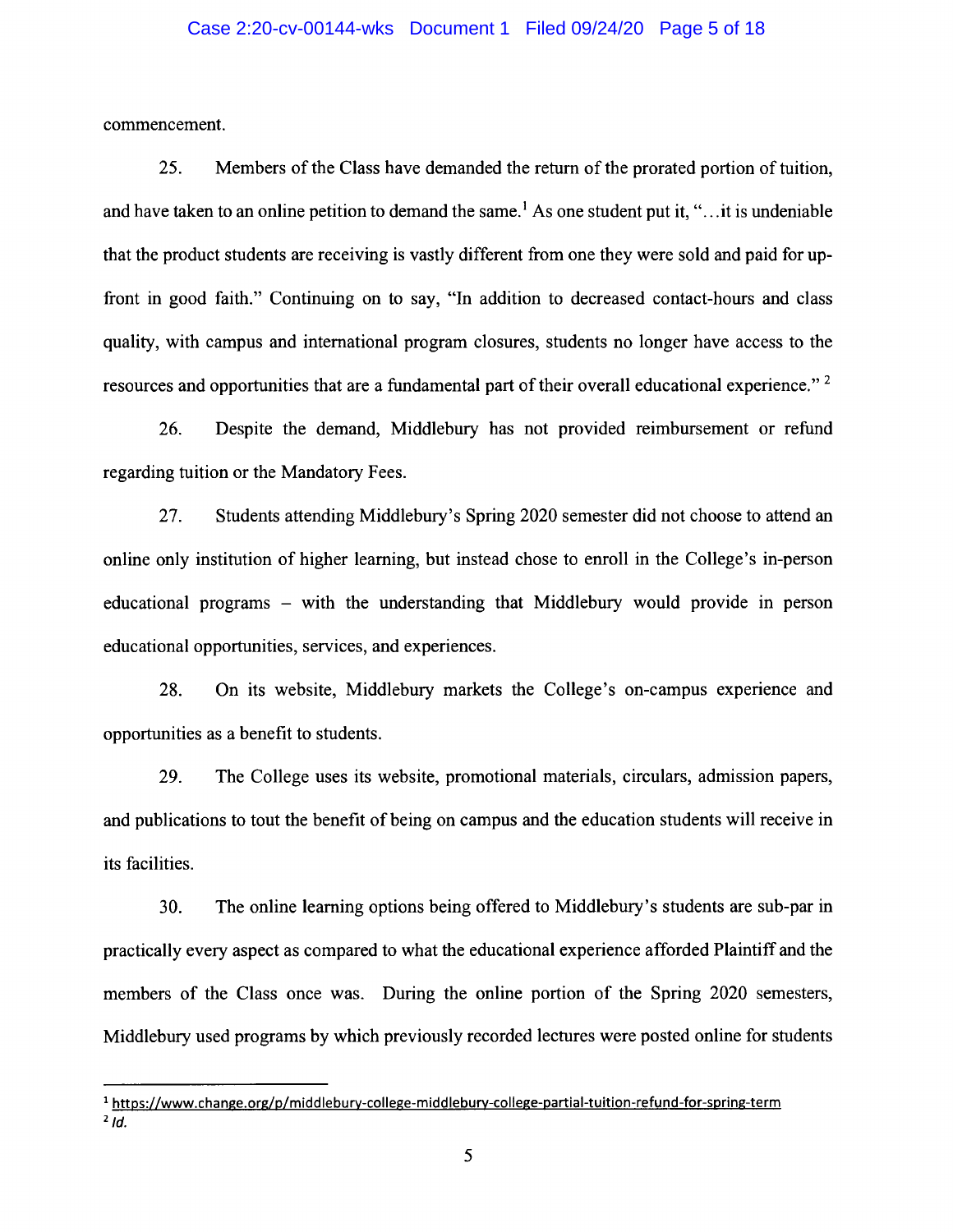commencement.

25. Members of the Class have demanded the return of the prorated portion of tuition, and have taken to an online petition to demand the same.[1] As one student put it, "…it is undeniable that the product students are receiving is vastly different from one they were sold and paid for up-front in good faith." Continuing on to say, "In addition to decreased contact-hours and class quality, with campus and international program closures, students no longer have access to the resources and opportunities that are a fundamental part of their overall educational experience." [2]

26. Despite the demand, Middlebury has not provided reimbursement or refund regarding tuition or the Mandatory Fees.

27. Students attending Middlebury's Spring 2020 semester did not choose to attend an online only institution of higher learning, but instead chose to enroll in the College's in-person educational programs – with the understanding that Middlebury would provide in person educational opportunities, services, and experiences.

28. On its website, Middlebury markets the College's on-campus experience and opportunities as a benefit to students.

29. The College uses its website, promotional materials, circulars, admission papers, and publications to tout the benefit of being on campus and the education students will receive in its facilities.

30. The online learning options being offered to Middlebury's students are sub-par in practically every aspect as compared to what the educational experience afforded Plaintiff and the members of the Class once was. During the online portion of the Spring 2020 semesters, Middlebury used programs by which previously recorded lectures were posted online for students

---

[1] https://www.change.org/p/middlebury-college-middlebury-college-partial-tuition-refund-for-spring-term

[2] *Id.*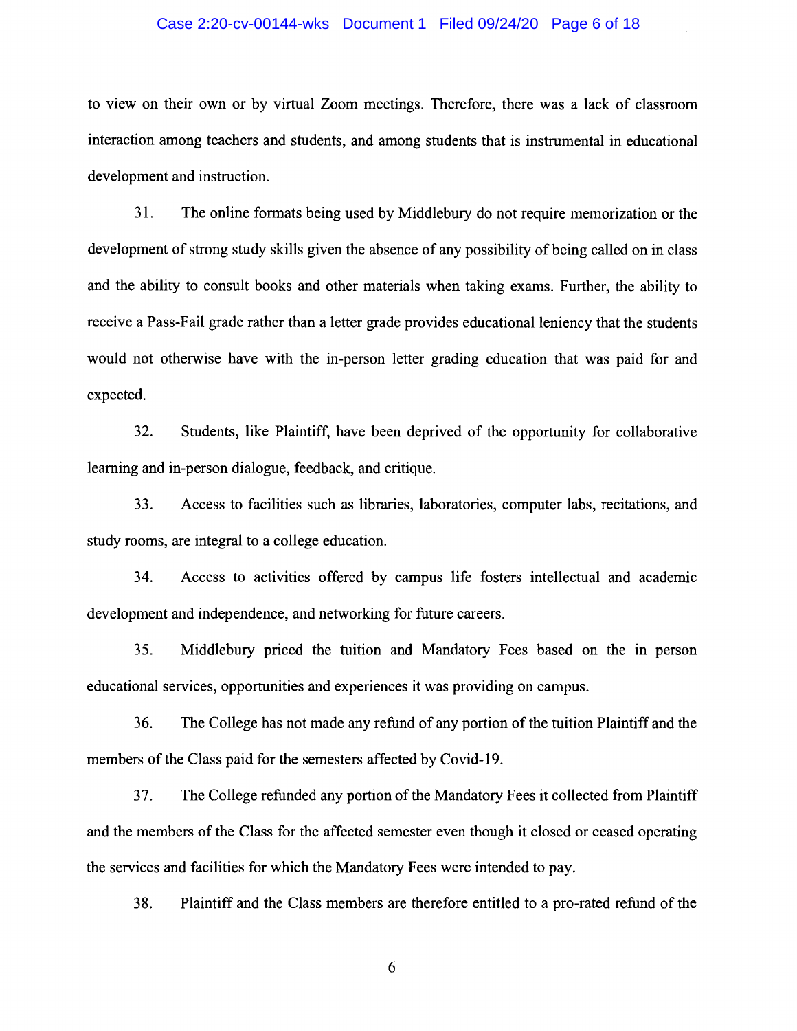to view on their own or by virtual Zoom meetings. Therefore, there was a lack of classroom interaction among teachers and students, and among students that is instrumental in educational development and instruction.

31. The online formats being used by Middlebury do not require memorization or the development of strong study skills given the absence of any possibility of being called on in class and the ability to consult books and other materials when taking exams. Further, the ability to receive a Pass-Fail grade rather than a letter grade provides educational leniency that the students would not otherwise have with the in-person letter grading education that was paid for and expected.

32. Students, like Plaintiff, have been deprived of the opportunity for collaborative learning and in-person dialogue, feedback, and critique.

33. Access to facilities such as libraries, laboratories, computer labs, recitations, and study rooms, are integral to a college education.

34. Access to activities offered by campus life fosters intellectual and academic development and independence, and networking for future careers.

35. Middlebury priced the tuition and Mandatory Fees based on the in person educational services, opportunities and experiences it was providing on campus.

36. The College has not made any refund of any portion of the tuition Plaintiff and the members of the Class paid for the semesters affected by Covid-19.

37. The College refunded any portion of the Mandatory Fees it collected from Plaintiff and the members of the Class for the affected semester even though it closed or ceased operating the services and facilities for which the Mandatory Fees were intended to pay.

38. Plaintiff and the Class members are therefore entitled to a pro-rated refund of the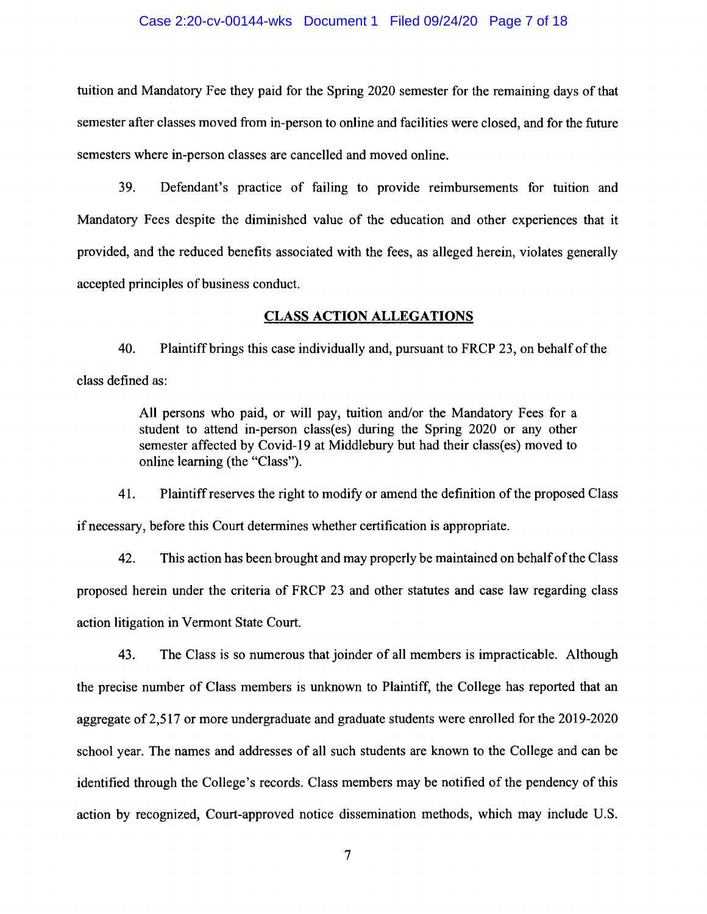tuition and Mandatory Fee they paid for the Spring 2020 semester for the remaining days of that semester after classes moved from in-person to online and facilities were closed, and for the future semesters where in-person classes are cancelled and moved online.

39. Defendant's practice of failing to provide reimbursements for tuition and Mandatory Fees despite the diminished value of the education and other experiences that it provided, and the reduced benefits associated with the fees, as alleged herein, violates generally accepted principles of business conduct.

## CLASS ACTION ALLEGATIONS

40. Plaintiff brings this case individually and, pursuant to FRCP 23, on behalf of the class defined as:

> All persons who paid, or will pay, tuition and/or the Mandatory Fees for a student to attend in-person class(es) during the Spring 2020 or any other semester affected by Covid-19 at Middlebury but had their class(es) moved to online learning (the "Class").

41. Plaintiff reserves the right to modify or amend the definition of the proposed Class if necessary, before this Court determines whether certification is appropriate.

42. This action has been brought and may properly be maintained on behalf of the Class proposed herein under the criteria of FRCP 23 and other statutes and case law regarding class action litigation in Vermont State Court.

43. The Class is so numerous that joinder of all members is impracticable. Although the precise number of Class members is unknown to Plaintiff, the College has reported that an aggregate of 2,517 or more undergraduate and graduate students were enrolled for the 2019-2020 school year. The names and addresses of all such students are known to the College and can be identified through the College's records. Class members may be notified of the pendency of this action by recognized, Court-approved notice dissemination methods, which may include U.S.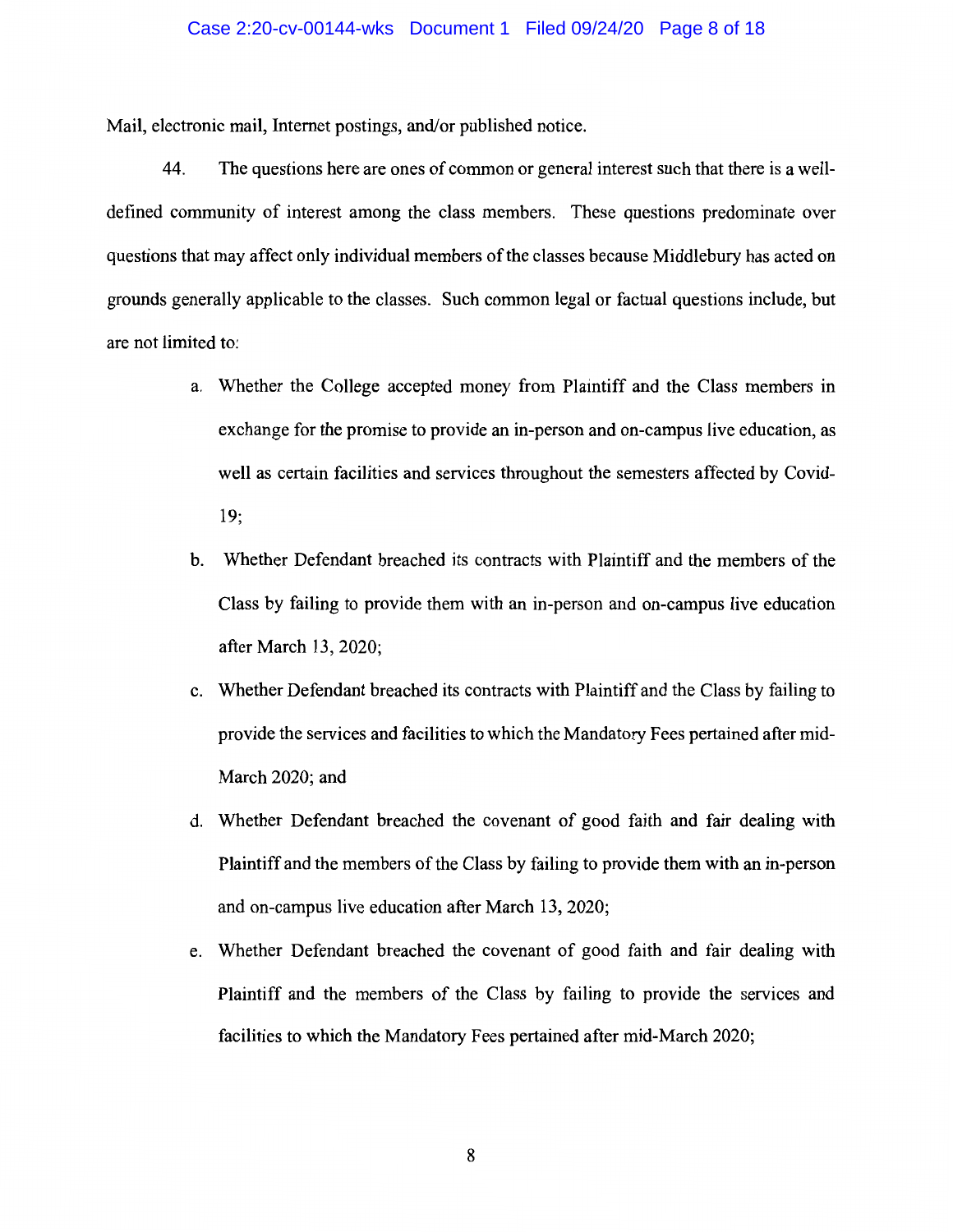Mail, electronic mail, Internet postings, and/or published notice.

44. The questions here are ones of common or general interest such that there is a well-defined community of interest among the class members. These questions predominate over questions that may affect only individual members of the classes because Middlebury has acted on grounds generally applicable to the classes. Such common legal or factual questions include, but are not limited to:

a. Whether the College accepted money from Plaintiff and the Class members in exchange for the promise to provide an in-person and on-campus live education, as well as certain facilities and services throughout the semesters affected by Covid-19;

b. Whether Defendant breached its contracts with Plaintiff and the members of the Class by failing to provide them with an in-person and on-campus live education after March 13, 2020;

c. Whether Defendant breached its contracts with Plaintiff and the Class by failing to provide the services and facilities to which the Mandatory Fees pertained after mid-March 2020; and

d. Whether Defendant breached the covenant of good faith and fair dealing with Plaintiff and the members of the Class by failing to provide them with an in-person and on-campus live education after March 13, 2020;

e. Whether Defendant breached the covenant of good faith and fair dealing with Plaintiff and the members of the Class by failing to provide the services and facilities to which the Mandatory Fees pertained after mid-March 2020;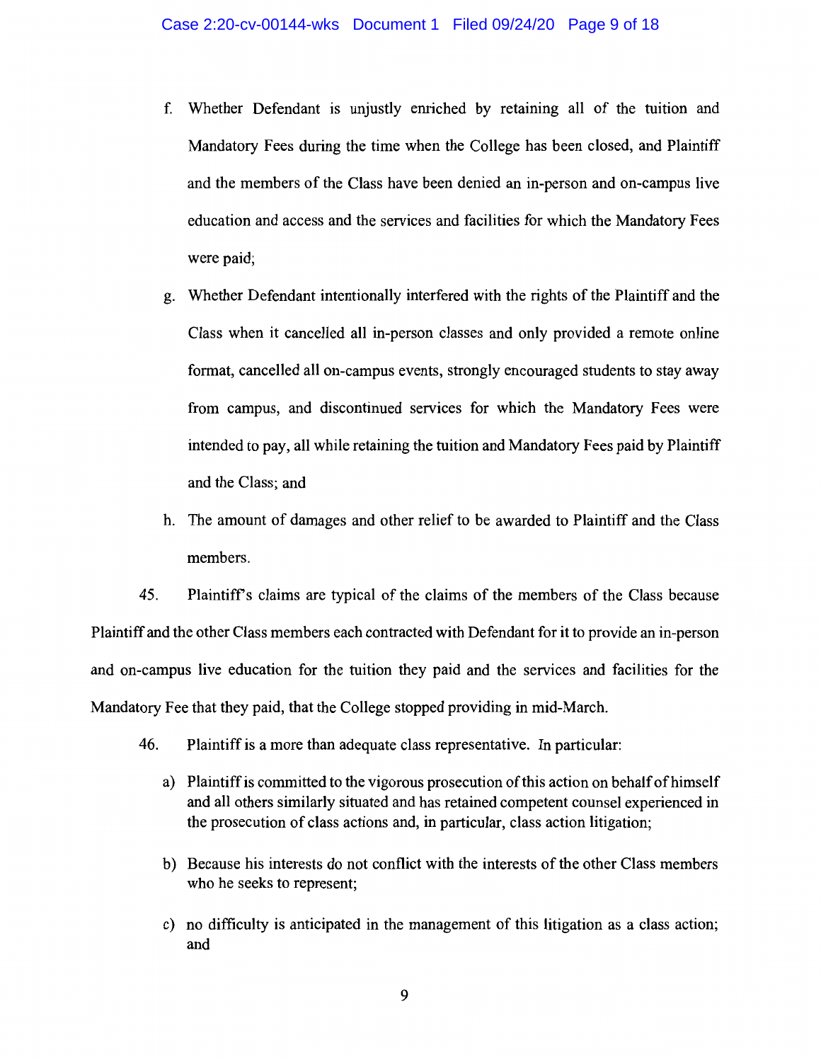f. Whether Defendant is unjustly enriched by retaining all of the tuition and Mandatory Fees during the time when the College has been closed, and Plaintiff and the members of the Class have been denied an in-person and on-campus live education and access and the services and facilities for which the Mandatory Fees were paid;

g. Whether Defendant intentionally interfered with the rights of the Plaintiff and the Class when it cancelled all in-person classes and only provided a remote online format, cancelled all on-campus events, strongly encouraged students to stay away from campus, and discontinued services for which the Mandatory Fees were intended to pay, all while retaining the tuition and Mandatory Fees paid by Plaintiff and the Class; and

h. The amount of damages and other relief to be awarded to Plaintiff and the Class members.

45. Plaintiff's claims are typical of the claims of the members of the Class because Plaintiff and the other Class members each contracted with Defendant for it to provide an in-person and on-campus live education for the tuition they paid and the services and facilities for the Mandatory Fee that they paid, that the College stopped providing in mid-March.

46. Plaintiff is a more than adequate class representative. In particular:

a) Plaintiff is committed to the vigorous prosecution of this action on behalf of himself and all others similarly situated and has retained competent counsel experienced in the prosecution of class actions and, in particular, class action litigation;

b) Because his interests do not conflict with the interests of the other Class members who he seeks to represent;

c) no difficulty is anticipated in the management of this litigation as a class action; and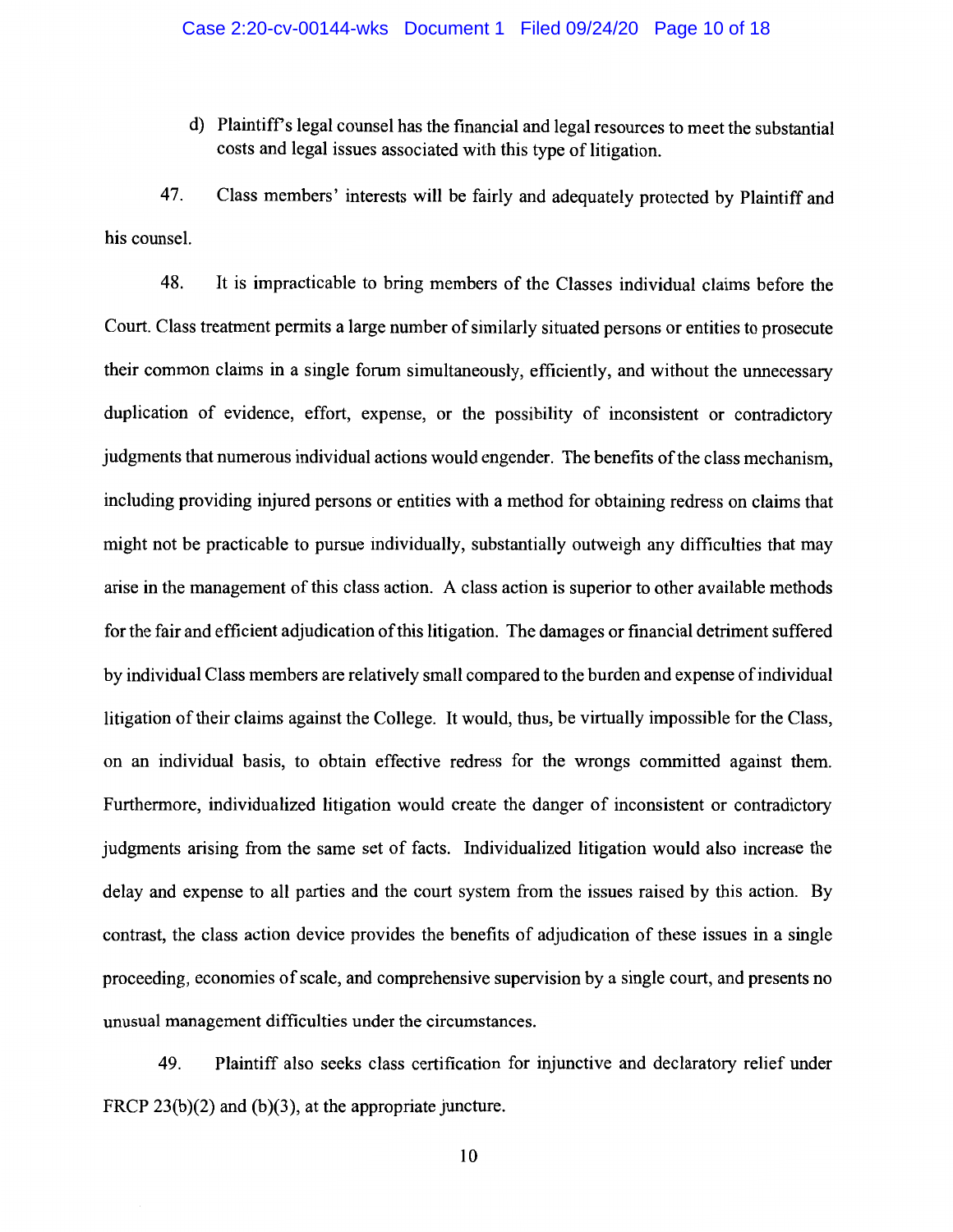d) Plaintiff's legal counsel has the financial and legal resources to meet the substantial costs and legal issues associated with this type of litigation.

47. Class members' interests will be fairly and adequately protected by Plaintiff and his counsel.

48. It is impracticable to bring members of the Classes individual claims before the Court. Class treatment permits a large number of similarly situated persons or entities to prosecute their common claims in a single forum simultaneously, efficiently, and without the unnecessary duplication of evidence, effort, expense, or the possibility of inconsistent or contradictory judgments that numerous individual actions would engender. The benefits of the class mechanism, including providing injured persons or entities with a method for obtaining redress on claims that might not be practicable to pursue individually, substantially outweigh any difficulties that may arise in the management of this class action. A class action is superior to other available methods for the fair and efficient adjudication of this litigation. The damages or financial detriment suffered by individual Class members are relatively small compared to the burden and expense of individual litigation of their claims against the College. It would, thus, be virtually impossible for the Class, on an individual basis, to obtain effective redress for the wrongs committed against them. Furthermore, individualized litigation would create the danger of inconsistent or contradictory judgments arising from the same set of facts. Individualized litigation would also increase the delay and expense to all parties and the court system from the issues raised by this action. By contrast, the class action device provides the benefits of adjudication of these issues in a single proceeding, economies of scale, and comprehensive supervision by a single court, and presents no unusual management difficulties under the circumstances.

49. Plaintiff also seeks class certification for injunctive and declaratory relief under FRCP 23(b)(2) and (b)(3), at the appropriate juncture.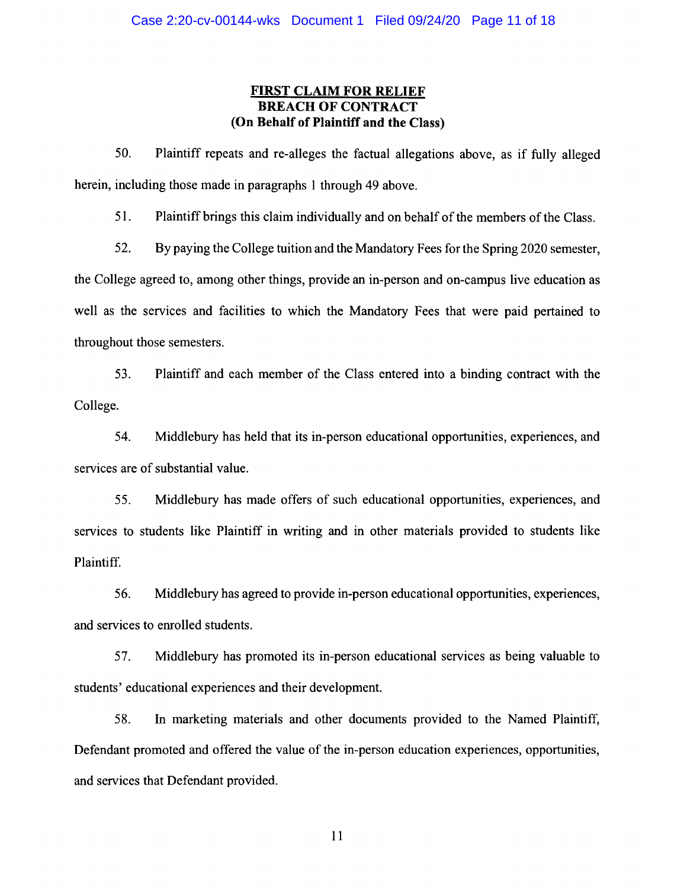## FIRST CLAIM FOR RELIEF
## BREACH OF CONTRACT
## (On Behalf of Plaintiff and the Class)

50. Plaintiff repeats and re-alleges the factual allegations above, as if fully alleged herein, including those made in paragraphs 1 through 49 above.

51. Plaintiff brings this claim individually and on behalf of the members of the Class.

52. By paying the College tuition and the Mandatory Fees for the Spring 2020 semester, the College agreed to, among other things, provide an in-person and on-campus live education as well as the services and facilities to which the Mandatory Fees that were paid pertained to throughout those semesters.

53. Plaintiff and each member of the Class entered into a binding contract with the College.

54. Middlebury has held that its in-person educational opportunities, experiences, and services are of substantial value.

55. Middlebury has made offers of such educational opportunities, experiences, and services to students like Plaintiff in writing and in other materials provided to students like Plaintiff.

56. Middlebury has agreed to provide in-person educational opportunities, experiences, and services to enrolled students.

57. Middlebury has promoted its in-person educational services as being valuable to students' educational experiences and their development.

58. In marketing materials and other documents provided to the Named Plaintiff, Defendant promoted and offered the value of the in-person education experiences, opportunities, and services that Defendant provided.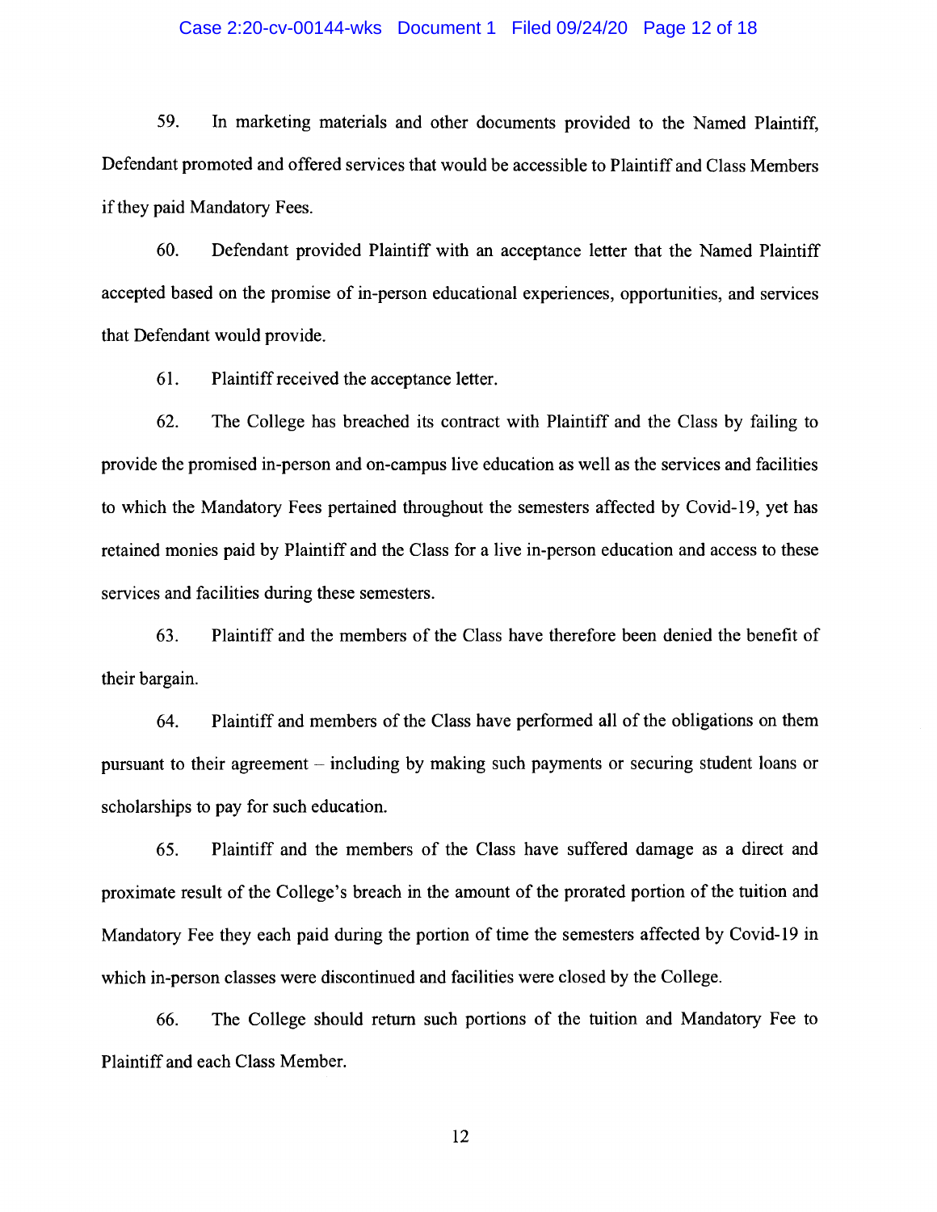59. In marketing materials and other documents provided to the Named Plaintiff, Defendant promoted and offered services that would be accessible to Plaintiff and Class Members if they paid Mandatory Fees.

60. Defendant provided Plaintiff with an acceptance letter that the Named Plaintiff accepted based on the promise of in-person educational experiences, opportunities, and services that Defendant would provide.

61. Plaintiff received the acceptance letter.

62. The College has breached its contract with Plaintiff and the Class by failing to provide the promised in-person and on-campus live education as well as the services and facilities to which the Mandatory Fees pertained throughout the semesters affected by Covid-19, yet has retained monies paid by Plaintiff and the Class for a live in-person education and access to these services and facilities during these semesters.

63. Plaintiff and the members of the Class have therefore been denied the benefit of their bargain.

64. Plaintiff and members of the Class have performed all of the obligations on them pursuant to their agreement – including by making such payments or securing student loans or scholarships to pay for such education.

65. Plaintiff and the members of the Class have suffered damage as a direct and proximate result of the College's breach in the amount of the prorated portion of the tuition and Mandatory Fee they each paid during the portion of time the semesters affected by Covid-19 in which in-person classes were discontinued and facilities were closed by the College.

66. The College should return such portions of the tuition and Mandatory Fee to Plaintiff and each Class Member.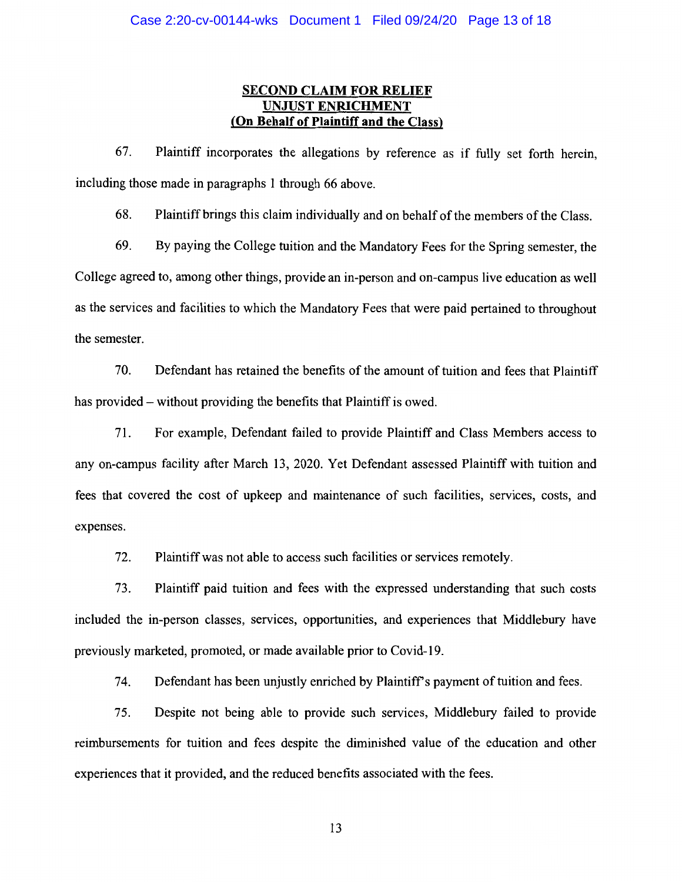**SECOND CLAIM FOR RELIEF**
**UNJUST ENRICHMENT**
**(On Behalf of Plaintiff and the Class)**

67. Plaintiff incorporates the allegations by reference as if fully set forth herein, including those made in paragraphs 1 through 66 above.

68. Plaintiff brings this claim individually and on behalf of the members of the Class.

69. By paying the College tuition and the Mandatory Fees for the Spring semester, the College agreed to, among other things, provide an in-person and on-campus live education as well as the services and facilities to which the Mandatory Fees that were paid pertained to throughout the semester.

70. Defendant has retained the benefits of the amount of tuition and fees that Plaintiff has provided – without providing the benefits that Plaintiff is owed.

71. For example, Defendant failed to provide Plaintiff and Class Members access to any on-campus facility after March 13, 2020. Yet Defendant assessed Plaintiff with tuition and fees that covered the cost of upkeep and maintenance of such facilities, services, costs, and expenses.

72. Plaintiff was not able to access such facilities or services remotely.

73. Plaintiff paid tuition and fees with the expressed understanding that such costs included the in-person classes, services, opportunities, and experiences that Middlebury have previously marketed, promoted, or made available prior to Covid-19.

74. Defendant has been unjustly enriched by Plaintiff's payment of tuition and fees.

75. Despite not being able to provide such services, Middlebury failed to provide reimbursements for tuition and fees despite the diminished value of the education and other experiences that it provided, and the reduced benefits associated with the fees.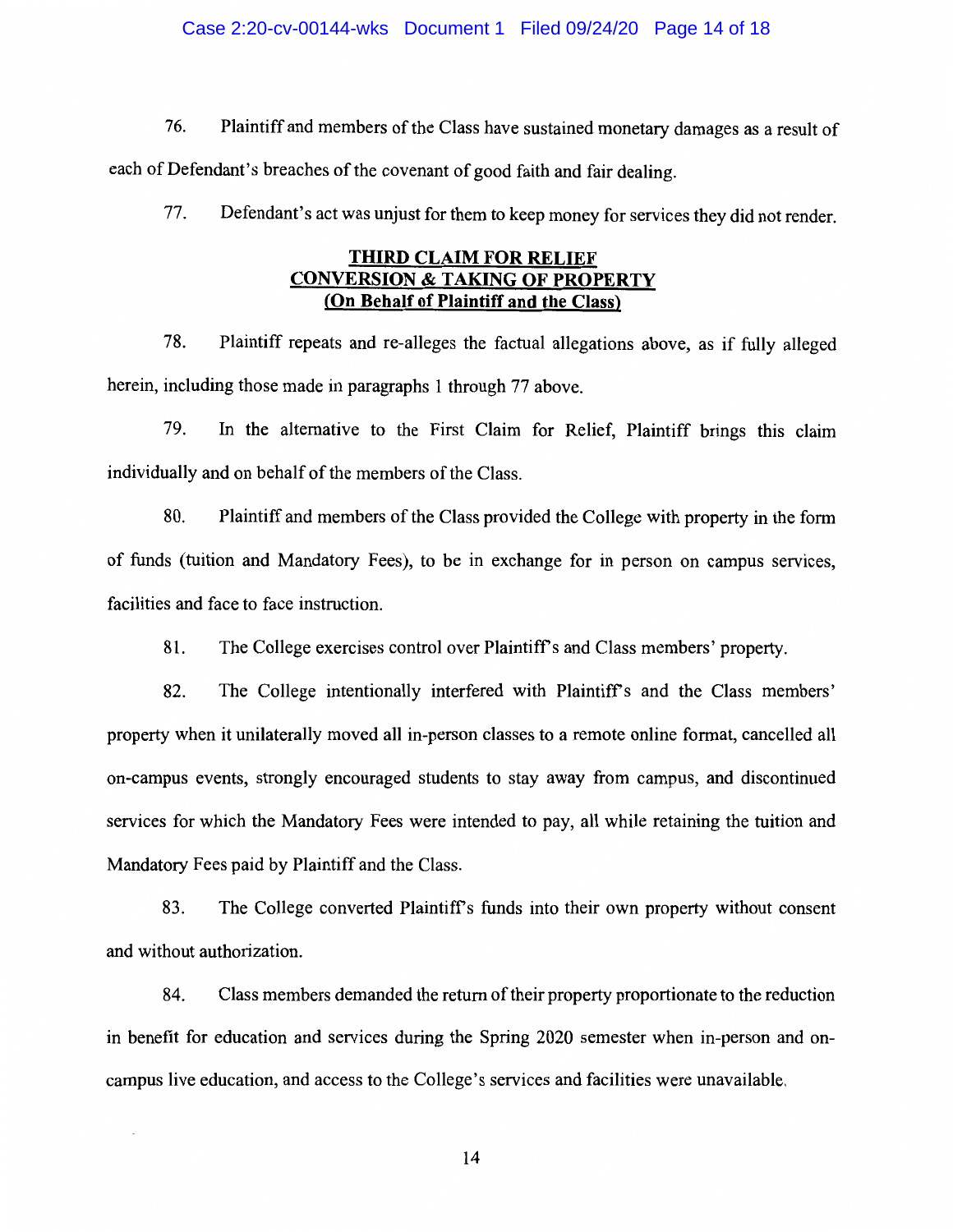76. Plaintiff and members of the Class have sustained monetary damages as a result of each of Defendant's breaches of the covenant of good faith and fair dealing.

77. Defendant's act was unjust for them to keep money for services they did not render.

## THIRD CLAIM FOR RELIEF
## CONVERSION & TAKING OF PROPERTY
## (On Behalf of Plaintiff and the Class)

78. Plaintiff repeats and re-alleges the factual allegations above, as if fully alleged herein, including those made in paragraphs 1 through 77 above.

79. In the alternative to the First Claim for Relief, Plaintiff brings this claim individually and on behalf of the members of the Class.

80. Plaintiff and members of the Class provided the College with property in the form of funds (tuition and Mandatory Fees), to be in exchange for in person on campus services, facilities and face to face instruction.

81. The College exercises control over Plaintiff's and Class members' property.

82. The College intentionally interfered with Plaintiff's and the Class members' property when it unilaterally moved all in-person classes to a remote online format, cancelled all on-campus events, strongly encouraged students to stay away from campus, and discontinued services for which the Mandatory Fees were intended to pay, all while retaining the tuition and Mandatory Fees paid by Plaintiff and the Class.

83. The College converted Plaintiff's funds into their own property without consent and without authorization.

84. Class members demanded the return of their property proportionate to the reduction in benefit for education and services during the Spring 2020 semester when in-person and on-campus live education, and access to the College's services and facilities were unavailable.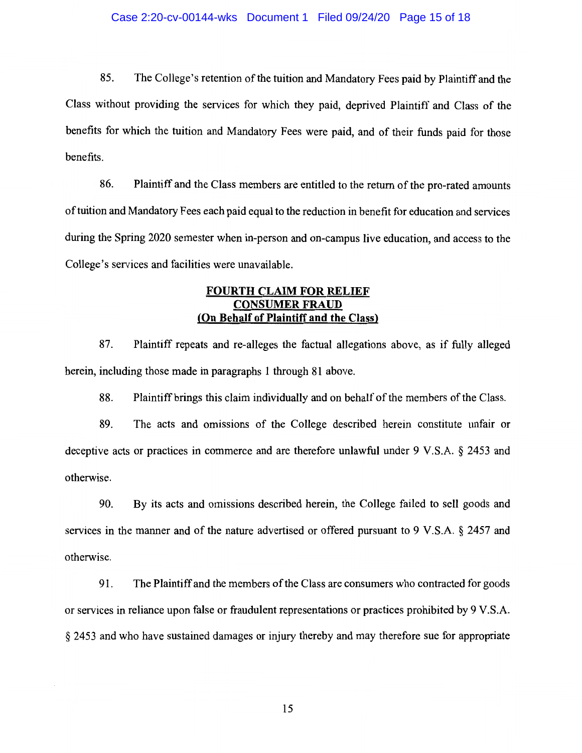85. The College's retention of the tuition and Mandatory Fees paid by Plaintiff and the Class without providing the services for which they paid, deprived Plaintiff and Class of the benefits for which the tuition and Mandatory Fees were paid, and of their funds paid for those benefits.

86. Plaintiff and the Class members are entitled to the return of the pro-rated amounts of tuition and Mandatory Fees each paid equal to the reduction in benefit for education and services during the Spring 2020 semester when in-person and on-campus live education, and access to the College's services and facilities were unavailable.

## FOURTH CLAIM FOR RELIEF
## CONSUMER FRAUD
## (On Behalf of Plaintiff and the Class)

87. Plaintiff repeats and re-alleges the factual allegations above, as if fully alleged herein, including those made in paragraphs 1 through 81 above.

88. Plaintiff brings this claim individually and on behalf of the members of the Class.

89. The acts and omissions of the College described herein constitute unfair or deceptive acts or practices in commerce and are therefore unlawful under 9 V.S.A. § 2453 and otherwise.

90. By its acts and omissions described herein, the College failed to sell goods and services in the manner and of the nature advertised or offered pursuant to 9 V.S.A. § 2457 and otherwise.

91. The Plaintiff and the members of the Class are consumers who contracted for goods or services in reliance upon false or fraudulent representations or practices prohibited by 9 V.S.A. § 2453 and who have sustained damages or injury thereby and may therefore sue for appropriate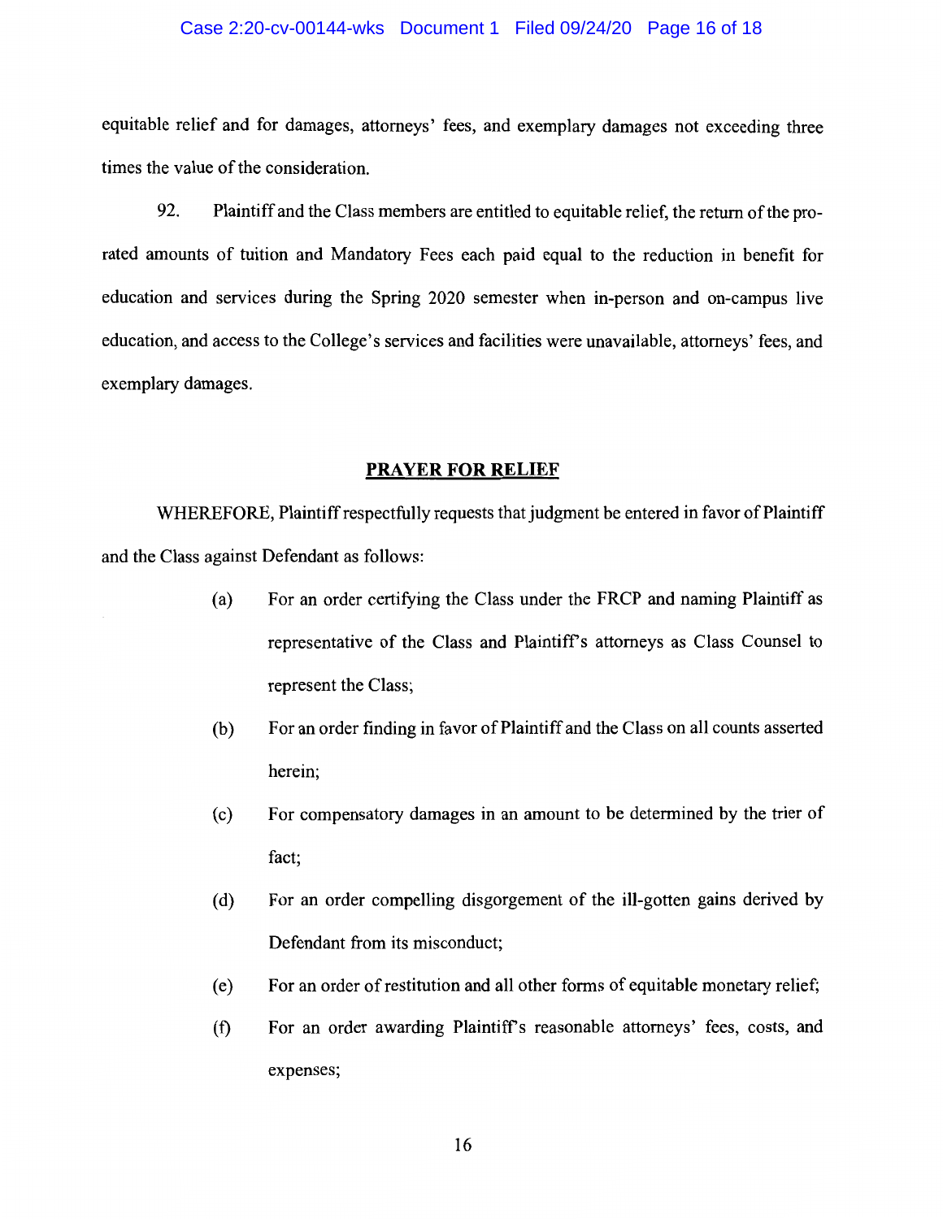equitable relief and for damages, attorneys' fees, and exemplary damages not exceeding three times the value of the consideration.

92. Plaintiff and the Class members are entitled to equitable relief, the return of the pro-rated amounts of tuition and Mandatory Fees each paid equal to the reduction in benefit for education and services during the Spring 2020 semester when in-person and on-campus live education, and access to the College's services and facilities were unavailable, attorneys' fees, and exemplary damages.

## PRAYER FOR RELIEF

WHEREFORE, Plaintiff respectfully requests that judgment be entered in favor of Plaintiff and the Class against Defendant as follows:

(a) For an order certifying the Class under the FRCP and naming Plaintiff as representative of the Class and Plaintiff's attorneys as Class Counsel to represent the Class;

(b) For an order finding in favor of Plaintiff and the Class on all counts asserted herein;

(c) For compensatory damages in an amount to be determined by the trier of fact;

(d) For an order compelling disgorgement of the ill-gotten gains derived by Defendant from its misconduct;

(e) For an order of restitution and all other forms of equitable monetary relief;

(f) For an order awarding Plaintiff's reasonable attorneys' fees, costs, and expenses;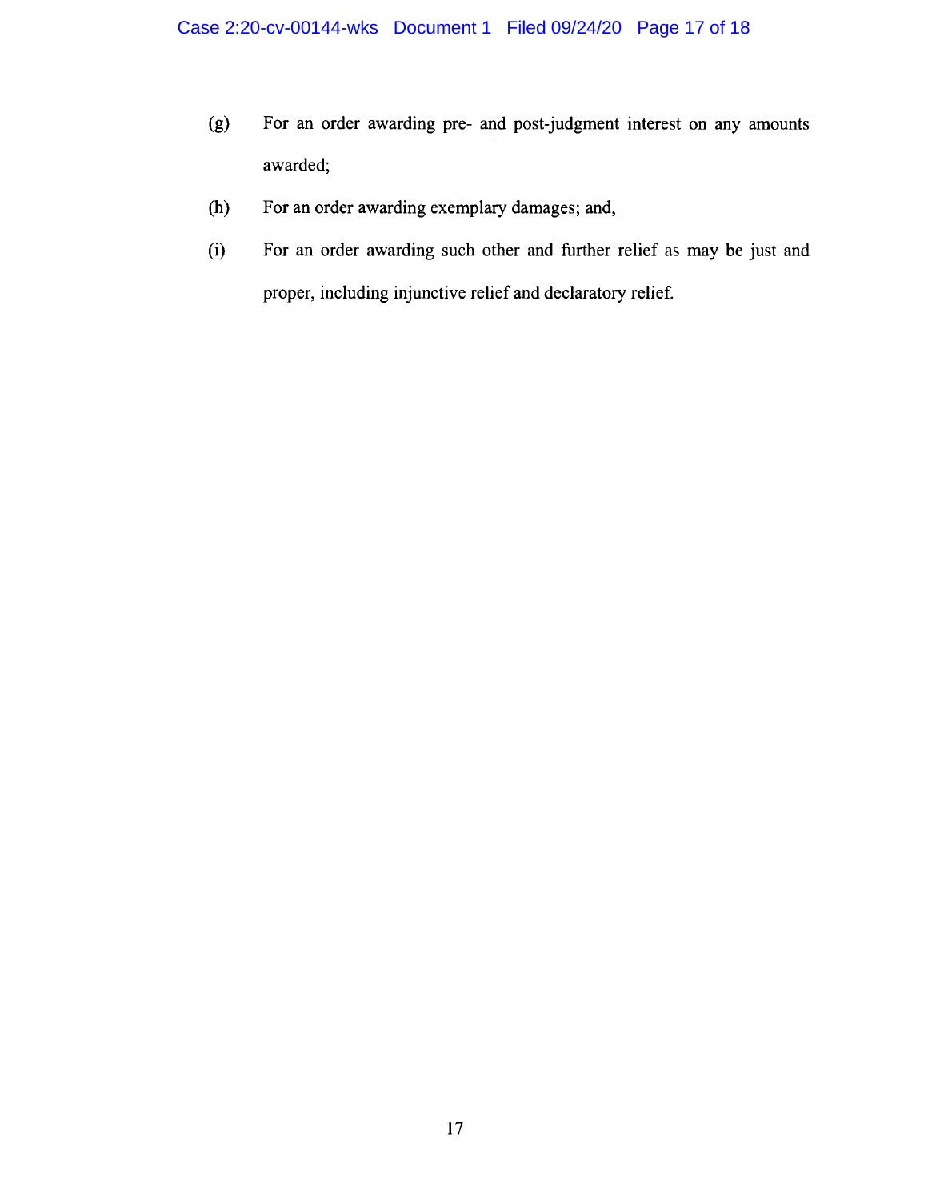(g) For an order awarding pre- and post-judgment interest on any amounts awarded;

(h) For an order awarding exemplary damages; and,

(i) For an order awarding such other and further relief as may be just and proper, including injunctive relief and declaratory relief.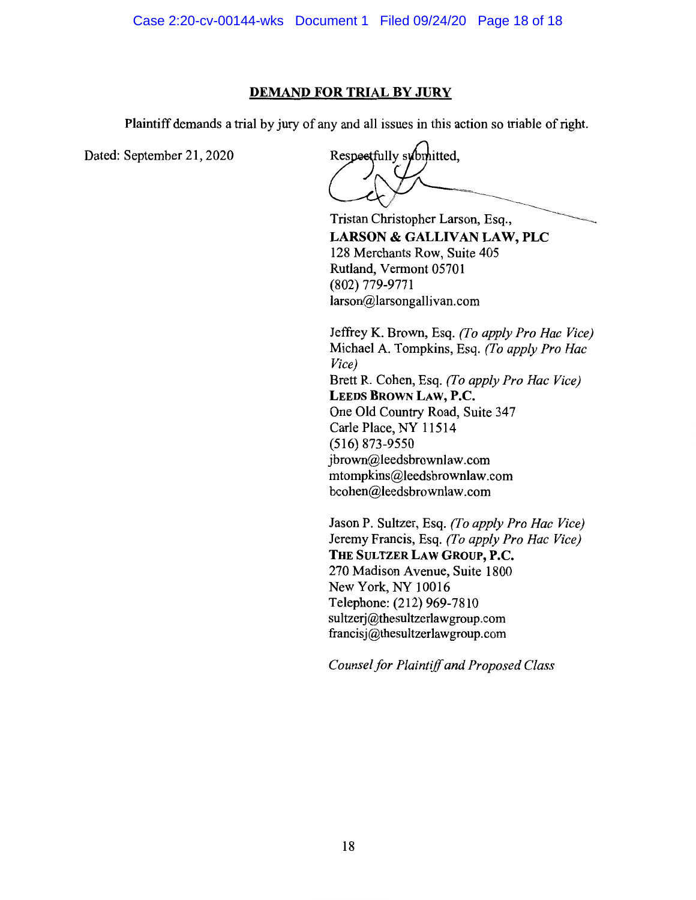## DEMAND FOR TRIAL BY JURY

Plaintiff demands a trial by jury of any and all issues in this action so triable of right.

Dated: September 21, 2020

Respectfully submitted,

Tristan Christopher Larson, Esq.,
**LARSON & GALLIVAN LAW, PLC**
128 Merchants Row, Suite 405
Rutland, Vermont 05701
(802) 779-9771
larson@larsongallivan.com

Jeffrey K. Brown, Esq. *(To apply Pro Hac Vice)*
Michael A. Tompkins, Esq. *(To apply Pro Hac Vice)*
Brett R. Cohen, Esq. *(To apply Pro Hac Vice)*
**LEEDS BROWN LAW, P.C.**
One Old Country Road, Suite 347
Carle Place, NY 11514
(516) 873-9550
jbrown@leedsbrownlaw.com
mtompkins@leedsbrownlaw.com
bcohen@leedsbrownlaw.com

Jason P. Sultzer, Esq. *(To apply Pro Hac Vice)*
Jeremy Francis, Esq. *(To apply Pro Hac Vice)*
**THE SULTZER LAW GROUP, P.C.**
270 Madison Avenue, Suite 1800
New York, NY 10016
Telephone: (212) 969-7810
sultzerj@thesultzerlawgroup.com
francisj@thesultzerlawgroup.com

*Counsel for Plaintiff and Proposed Class*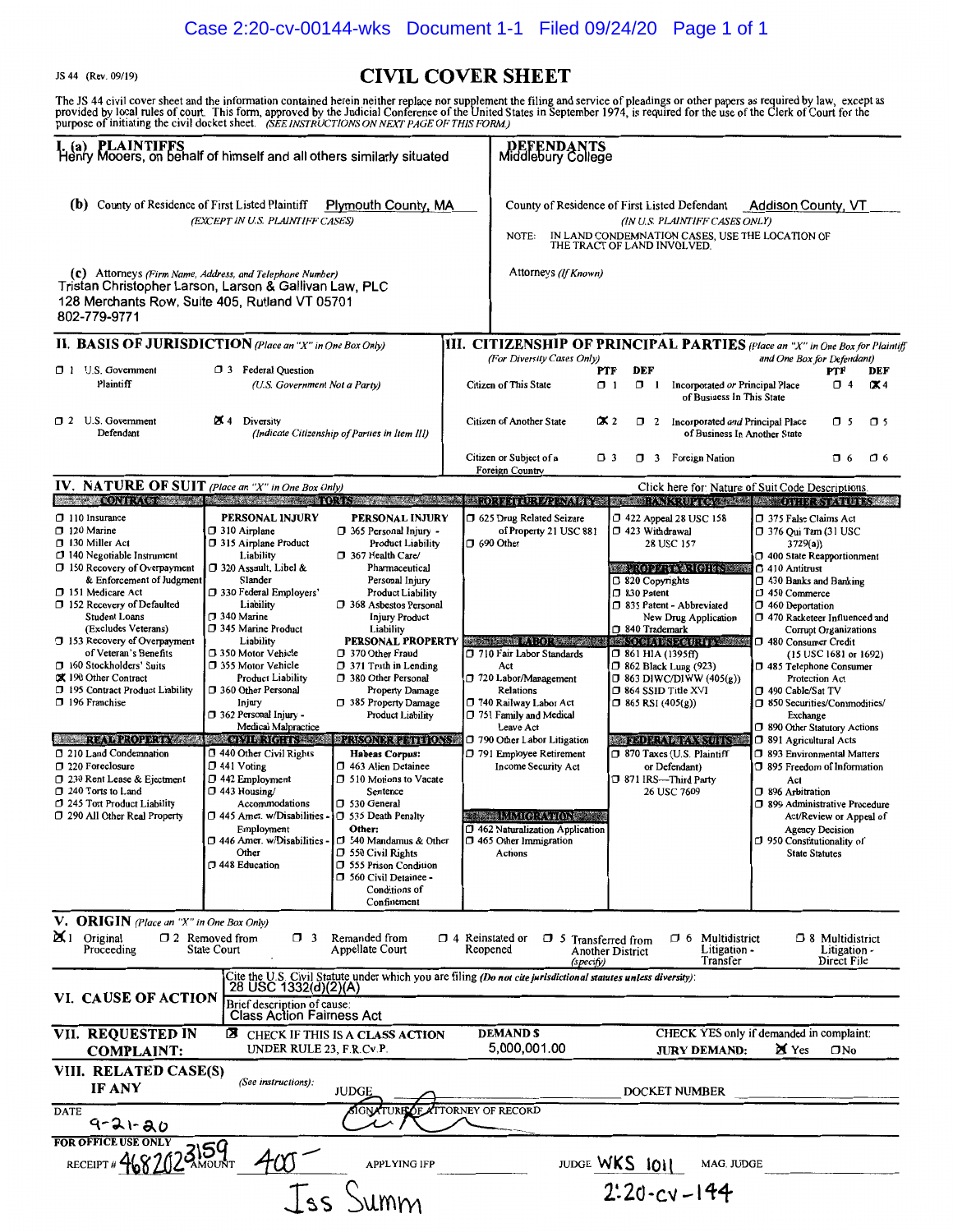JS 44 (Rev. 09/19)

# CIVIL COVER SHEET

The JS 44 civil cover sheet and the information contained herein neither replace nor supplement the filing and service of pleadings or other papers as required by law, except as provided by local rules of court. This form, approved by the Judicial Conference of the United States in September 1974, is required for the use of the Clerk of Court for the purpose of initiating the civil docket sheet. *(SEE INSTRUCTIONS ON NEXT PAGE OF THIS FORM.)*

**I. (a) PLAINTIFFS**
Henry Mooers, on behalf of himself and all others similarly situated

**DEFENDANTS**
Middlebury College

**(b)** County of Residence of First Listed Plaintiff: Plymouth County, MA
*(EXCEPT IN U.S. PLAINTIFF CASES)*

County of Residence of First Listed Defendant: Addison County, VT
*(IN U.S. PLAINTIFF CASES ONLY)*
NOTE: IN LAND CONDEMNATION CASES, USE THE LOCATION OF THE TRACT OF LAND INVOLVED.

**(c)** Attorneys *(Firm Name, Address, and Telephone Number)*
Tristan Christopher Larson, Larson & Gallivan Law, PLC
128 Merchants Row, Suite 405, Rutland VT 05701
802-779-9771

Attorneys *(If Known)*

## II. BASIS OF JURISDICTION *(Place an "X" in One Box Only)*

- ☐ 1 U.S. Government Plaintiff
- ☐ 3 Federal Question (U.S. Government Not a Party)
- ☐ 2 U.S. Government Defendant
- ☒ 4 Diversity (Indicate Citizenship of Parties in Item III)

## III. CITIZENSHIP OF PRINCIPAL PARTIES *(Place an "X" in One Box for Plaintiff and One Box for Defendant)* *(For Diversity Cases Only)*

| | PTF | DEF | | PTF | DEF |
|---|---|---|---|---|---|
| Citizen of This State | ☐ 1 | ☐ 1 | Incorporated *or* Principal Place of Business In This State | ☐ 4 | ☒ 4 |
| Citizen of Another State | ☒ 2 | ☐ 2 | Incorporated *and* Principal Place of Business In Another State | ☐ 5 | ☐ 5 |
| Citizen or Subject of a Foreign Country | ☐ 3 | ☐ 3 | Foreign Nation | ☐ 6 | ☐ 6 |

## IV. NATURE OF SUIT *(Place an "X" in One Box Only)*

Click here for: Nature of Suit Code Descriptions.

**CONTRACT**
- ☐ 110 Insurance
- ☐ 120 Marine
- ☐ 130 Miller Act
- ☐ 140 Negotiable Instrument
- ☐ 150 Recovery of Overpayment & Enforcement of Judgment
- ☐ 151 Medicare Act
- ☐ 152 Recovery of Defaulted Student Loans (Excludes Veterans)
- ☐ 153 Recovery of Overpayment of Veteran's Benefits
- ☐ 160 Stockholders' Suits
- ☒ 190 Other Contract
- ☐ 195 Contract Product Liability
- ☐ 196 Franchise

**REAL PROPERTY**
- ☐ 210 Land Condemnation
- ☐ 220 Foreclosure
- ☐ 230 Rent Lease & Ejectment
- ☐ 240 Torts to Land
- ☐ 245 Tort Product Liability
- ☐ 290 All Other Real Property

**TORTS**

PERSONAL INJURY
- ☐ 310 Airplane
- ☐ 315 Airplane Product Liability
- ☐ 320 Assault, Libel & Slander
- ☐ 330 Federal Employers' Liability
- ☐ 340 Marine
- ☐ 345 Marine Product Liability
- ☐ 350 Motor Vehicle
- ☐ 355 Motor Vehicle Product Liability
- ☐ 360 Other Personal Injury
- ☐ 362 Personal Injury - Medical Malpractice

PERSONAL INJURY
- ☐ 365 Personal Injury - Product Liability
- ☐ 367 Health Care/ Pharmaceutical Personal Injury Product Liability
- ☐ 368 Asbestos Personal Injury Product Liability

PERSONAL PROPERTY
- ☐ 370 Other Fraud
- ☐ 371 Truth in Lending
- ☐ 380 Other Personal Property Damage
- ☐ 385 Property Damage Product Liability

**CIVIL RIGHTS**
- ☐ 440 Other Civil Rights
- ☐ 441 Voting
- ☐ 442 Employment
- ☐ 443 Housing/ Accommodations
- ☐ 445 Amer. w/Disabilities - Employment
- ☐ 446 Amer. w/Disabilities - Other
- ☐ 448 Education

**PRISONER PETITIONS**

Habeas Corpus:
- ☐ 463 Alien Detainee
- ☐ 510 Motions to Vacate Sentence
- ☐ 530 General
- ☐ 535 Death Penalty

Other:
- ☐ 540 Mandamus & Other
- ☐ 550 Civil Rights
- ☐ 555 Prison Condition
- ☐ 560 Civil Detainee - Conditions of Confinement

**FORFEITURE/PENALTY**
- ☐ 625 Drug Related Seizure of Property 21 USC 881
- ☐ 690 Other

**LABOR**
- ☐ 710 Fair Labor Standards Act
- ☐ 720 Labor/Management Relations
- ☐ 740 Railway Labor Act
- ☐ 751 Family and Medical Leave Act
- ☐ 790 Other Labor Litigation
- ☐ 791 Employee Retirement Income Security Act

**IMMIGRATION**
- ☐ 462 Naturalization Application
- ☐ 465 Other Immigration Actions

**BANKRUPTCY**
- ☐ 422 Appeal 28 USC 158
- ☐ 423 Withdrawal 28 USC 157

**PROPERTY RIGHTS**
- ☐ 820 Copyrights
- ☐ 830 Patent
- ☐ 835 Patent - Abbreviated New Drug Application
- ☐ 840 Trademark

**SOCIAL SECURITY**
- ☐ 861 HIA (1395ff)
- ☐ 862 Black Lung (923)
- ☐ 863 DIWC/DIWW (405(g))
- ☐ 864 SSID Title XVI
- ☐ 865 RSI (405(g))

**FEDERAL TAX SUITS**
- ☐ 870 Taxes (U.S. Plaintiff or Defendant)
- ☐ 871 IRS—Third Party 26 USC 7609

**OTHER STATUTES**
- ☐ 375 False Claims Act
- ☐ 376 Qui Tam (31 USC 3729(a))
- ☐ 400 State Reapportionment
- ☐ 410 Antitrust
- ☐ 430 Banks and Banking
- ☐ 450 Commerce
- ☐ 460 Deportation
- ☐ 470 Racketeer Influenced and Corrupt Organizations
- ☐ 480 Consumer Credit (15 USC 1681 or 1692)
- ☐ 485 Telephone Consumer Protection Act
- ☐ 490 Cable/Sat TV
- ☐ 850 Securities/Commodities/ Exchange
- ☐ 890 Other Statutory Actions
- ☐ 891 Agricultural Acts
- ☐ 893 Environmental Matters
- ☐ 895 Freedom of Information Act
- ☐ 896 Arbitration
- ☐ 899 Administrative Procedure Act/Review or Appeal of Agency Decision
- ☐ 950 Constitutionality of State Statutes

## V. ORIGIN *(Place an "X" in One Box Only)*

- ☒ 1 Original Proceeding
- ☐ 2 Removed from State Court
- ☐ 3 Remanded from Appellate Court
- ☐ 4 Reinstated or Reopened
- ☐ 5 Transferred from Another District *(specify)*
- ☐ 6 Multidistrict Litigation - Transfer
- ☐ 8 Multidistrict Litigation - Direct File

## VI. CAUSE OF ACTION

Cite the U.S. Civil Statute under which you are filing *(Do not cite jurisdictional statutes unless diversity)*:
28 USC 1332(d)(2)(A)

Brief description of cause:
Class Action Fairness Act

## VII. REQUESTED IN COMPLAINT:

☒ CHECK IF THIS IS A CLASS ACTION UNDER RULE 23, F.R.Cv.P.

DEMAND $ 5,000,001.00

CHECK YES only if demanded in complaint:
JURY DEMAND: ☒ Yes ☐ No

## VIII. RELATED CASE(S) IF ANY

*(See instructions)*: JUDGE ____ DOCKET NUMBER ____

DATE: 9-21-20

SIGNATURE OF ATTORNEY OF RECORD: [signature]

**FOR OFFICE USE ONLY**

RECEIPT # 4682023159 AMOUNT 400 — APPLYING IFP JUDGE WKS 1011 MAG. JUDGE

Iss Summ

2:20-cv-144